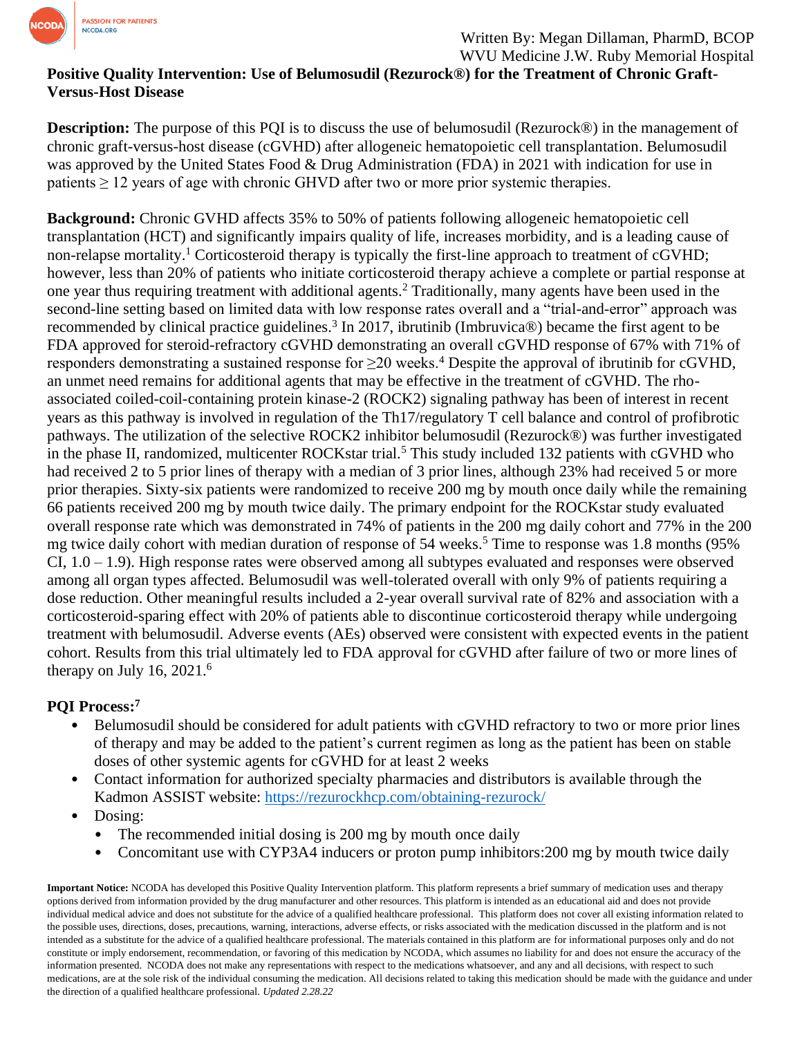Written By: Megan Dillaman, PharmD, BCOP
WVU Medicine J.W. Ruby Memorial Hospital

# Positive Quality Intervention: Use of Belumosudil (Rezurock®) for the Treatment of Chronic Graft-Versus-Host Disease

**Description:** The purpose of this PQI is to discuss the use of belumosudil (Rezurock®) in the management of chronic graft-versus-host disease (cGVHD) after allogeneic hematopoietic cell transplantation. Belumosudil was approved by the United States Food & Drug Administration (FDA) in 2021 with indication for use in patients ≥ 12 years of age with chronic GHVD after two or more prior systemic therapies.

**Background:** Chronic GVHD affects 35% to 50% of patients following allogeneic hematopoietic cell transplantation (HCT) and significantly impairs quality of life, increases morbidity, and is a leading cause of non-relapse mortality.[1] Corticosteroid therapy is typically the first-line approach to treatment of cGVHD; however, less than 20% of patients who initiate corticosteroid therapy achieve a complete or partial response at one year thus requiring treatment with additional agents.[2] Traditionally, many agents have been used in the second-line setting based on limited data with low response rates overall and a "trial-and-error" approach was recommended by clinical practice guidelines.[3] In 2017, ibrutinib (Imbruvica®) became the first agent to be FDA approved for steroid-refractory cGVHD demonstrating an overall cGVHD response of 67% with 71% of responders demonstrating a sustained response for ≥20 weeks.[4] Despite the approval of ibrutinib for cGVHD, an unmet need remains for additional agents that may be effective in the treatment of cGVHD. The rho-associated coiled-coil-containing protein kinase-2 (ROCK2) signaling pathway has been of interest in recent years as this pathway is involved in regulation of the Th17/regulatory T cell balance and control of profibrotic pathways. The utilization of the selective ROCK2 inhibitor belumosudil (Rezurock®) was further investigated in the phase II, randomized, multicenter ROCKstar trial.[5] This study included 132 patients with cGVHD who had received 2 to 5 prior lines of therapy with a median of 3 prior lines, although 23% had received 5 or more prior therapies. Sixty-six patients were randomized to receive 200 mg by mouth once daily while the remaining 66 patients received 200 mg by mouth twice daily. The primary endpoint for the ROCKstar study evaluated overall response rate which was demonstrated in 74% of patients in the 200 mg daily cohort and 77% in the 200 mg twice daily cohort with median duration of response of 54 weeks.[5] Time to response was 1.8 months (95% CI, 1.0 – 1.9). High response rates were observed among all subtypes evaluated and responses were observed among all organ types affected. Belumosudil was well-tolerated overall with only 9% of patients requiring a dose reduction. Other meaningful results included a 2-year overall survival rate of 82% and association with a corticosteroid-sparing effect with 20% of patients able to discontinue corticosteroid therapy while undergoing treatment with belumosudil. Adverse events (AEs) observed were consistent with expected events in the patient cohort. Results from this trial ultimately led to FDA approval for cGVHD after failure of two or more lines of therapy on July 16, 2021.[6]

## PQI Process:[7]

- Belumosudil should be considered for adult patients with cGVHD refractory to two or more prior lines of therapy and may be added to the patient's current regimen as long as the patient has been on stable doses of other systemic agents for cGVHD for at least 2 weeks
- Contact information for authorized specialty pharmacies and distributors is available through the Kadmon ASSIST website: https://rezurockhcp.com/obtaining-rezurock/
- Dosing:
  - The recommended initial dosing is 200 mg by mouth once daily
  - Concomitant use with CYP3A4 inducers or proton pump inhibitors:200 mg by mouth twice daily

**Important Notice:** NCODA has developed this Positive Quality Intervention platform. This platform represents a brief summary of medication uses and therapy options derived from information provided by the drug manufacturer and other resources. This platform is intended as an educational aid and does not provide individual medical advice and does not substitute for the advice of a qualified healthcare professional. This platform does not cover all existing information related to the possible uses, directions, doses, precautions, warning, interactions, adverse effects, or risks associated with the medication discussed in the platform and is not intended as a substitute for the advice of a qualified healthcare professional. The materials contained in this platform are for informational purposes only and do not constitute or imply endorsement, recommendation, or favoring of this medication by NCODA, which assumes no liability for and does not ensure the accuracy of the information presented. NCODA does not make any representations with respect to the medications whatsoever, and any and all decisions, with respect to such medications, are at the sole risk of the individual consuming the medication. All decisions related to taking this medication should be made with the guidance and under the direction of a qualified healthcare professional. *Updated 2.28.22*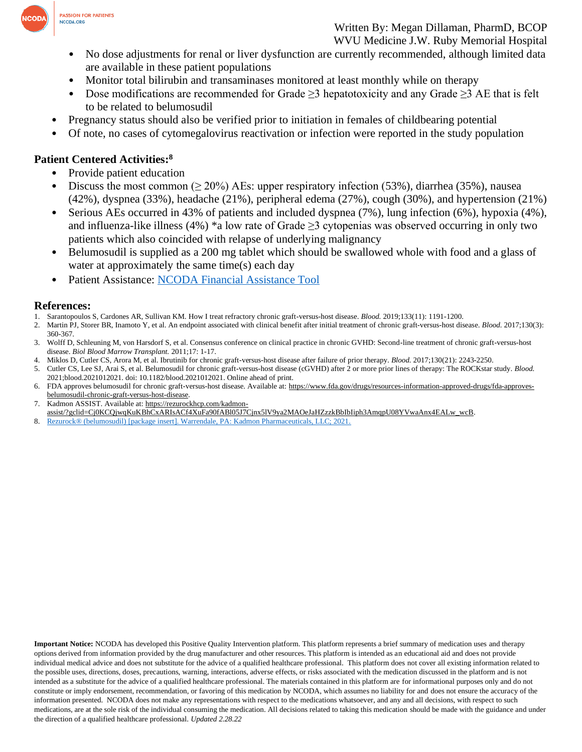- No dose adjustments for renal or liver dysfunction are currently recommended, although limited data are available in these patient populations
  - Monitor total bilirubin and transaminases monitored at least monthly while on therapy
  - Dose modifications are recommended for Grade ≥3 hepatotoxicity and any Grade ≥3 AE that is felt to be related to belumosudil
- Pregnancy status should also be verified prior to initiation in females of childbearing potential
- Of note, no cases of cytomegalovirus reactivation or infection were reported in the study population

**Patient Centered Activities:**[8]

- Provide patient education
- Discuss the most common (≥ 20%) AEs: upper respiratory infection (53%), diarrhea (35%), nausea (42%), dyspnea (33%), headache (21%), peripheral edema (27%), cough (30%), and hypertension (21%)
- Serious AEs occurred in 43% of patients and included dyspnea (7%), lung infection (6%), hypoxia (4%), and influenza-like illness (4%) *a low rate of Grade ≥3 cytopenias was observed occurring in only two patients which also coincided with relapse of underlying malignancy
- Belumosudil is supplied as a 200 mg tablet which should be swallowed whole with food and a glass of water at approximately the same time(s) each day
- Patient Assistance: NCODA Financial Assistance Tool

## References:

1. Sarantopoulos S, Cardones AR, Sullivan KM. How I treat refractory chronic graft-versus-host disease. *Blood.* 2019;133(11): 1191-1200.
2. Martin PJ, Storer BR, Inamoto Y, et al. An endpoint associated with clinical benefit after initial treatment of chronic graft-versus-host disease. *Blood.* 2017;130(3): 360-367.
3. Wolff D, Schleuning M, von Harsdorf S, et al. Consensus conference on clinical practice in chronic GVHD: Second-line treatment of chronic graft-versus-host disease. *Biol Blood Marrow Transplant.* 2011;17: 1-17.
4. Miklos D, Cutler CS, Arora M, et al. Ibrutinib for chronic graft-versus-host disease after failure of prior therapy. *Blood.* 2017;130(21): 2243-2250.
5. Cutler CS, Lee SJ, Arai S, et al. Belumosudil for chronic graft-versus-host disease (cGVHD) after 2 or more prior lines of therapy: The ROCKstar study. *Blood.* 2021;blood.2021012021. doi: 10.1182/blood.2021012021. Online ahead of print.
6. FDA approves belumosudil for chronic graft-versus-host disease. Available at: https://www.fda.gov/drugs/resources-information-approved-drugs/fda-approves-belumosudil-chronic-graft-versus-host-disease.
7. Kadmon ASSIST. Available at: https://rezurockhcp.com/kadmon-assist/?gclid=Cj0KCQjwqKuKBhCxARIsACf4XuFa90fABl05J7Cjnx5lV9ya2MAOeJaHZzzkBbIbIiph3AmqpU08YVwaAnx4EALw_wcB.
8. Rezurock® (belumosudil) [package insert]. Warrendale, PA: Kadmon Pharmaceuticals, LLC; 2021.

**Important Notice:** NCODA has developed this Positive Quality Intervention platform. This platform represents a brief summary of medication uses and therapy options derived from information provided by the drug manufacturer and other resources. This platform is intended as an educational aid and does not provide individual medical advice and does not substitute for the advice of a qualified healthcare professional. This platform does not cover all existing information related to the possible uses, directions, doses, precautions, warning, interactions, adverse effects, or risks associated with the medication discussed in the platform and is not intended as a substitute for the advice of a qualified healthcare professional. The materials contained in this platform are for informational purposes only and do not constitute or imply endorsement, recommendation, or favoring of this medication by NCODA, which assumes no liability for and does not ensure the accuracy of the information presented. NCODA does not make any representations with respect to the medications whatsoever, and any and all decisions, with respect to such medications, are at the sole risk of the individual consuming the medication. All decisions related to taking this medication should be made with the guidance and under the direction of a qualified healthcare professional. *Updated 2.28.22*